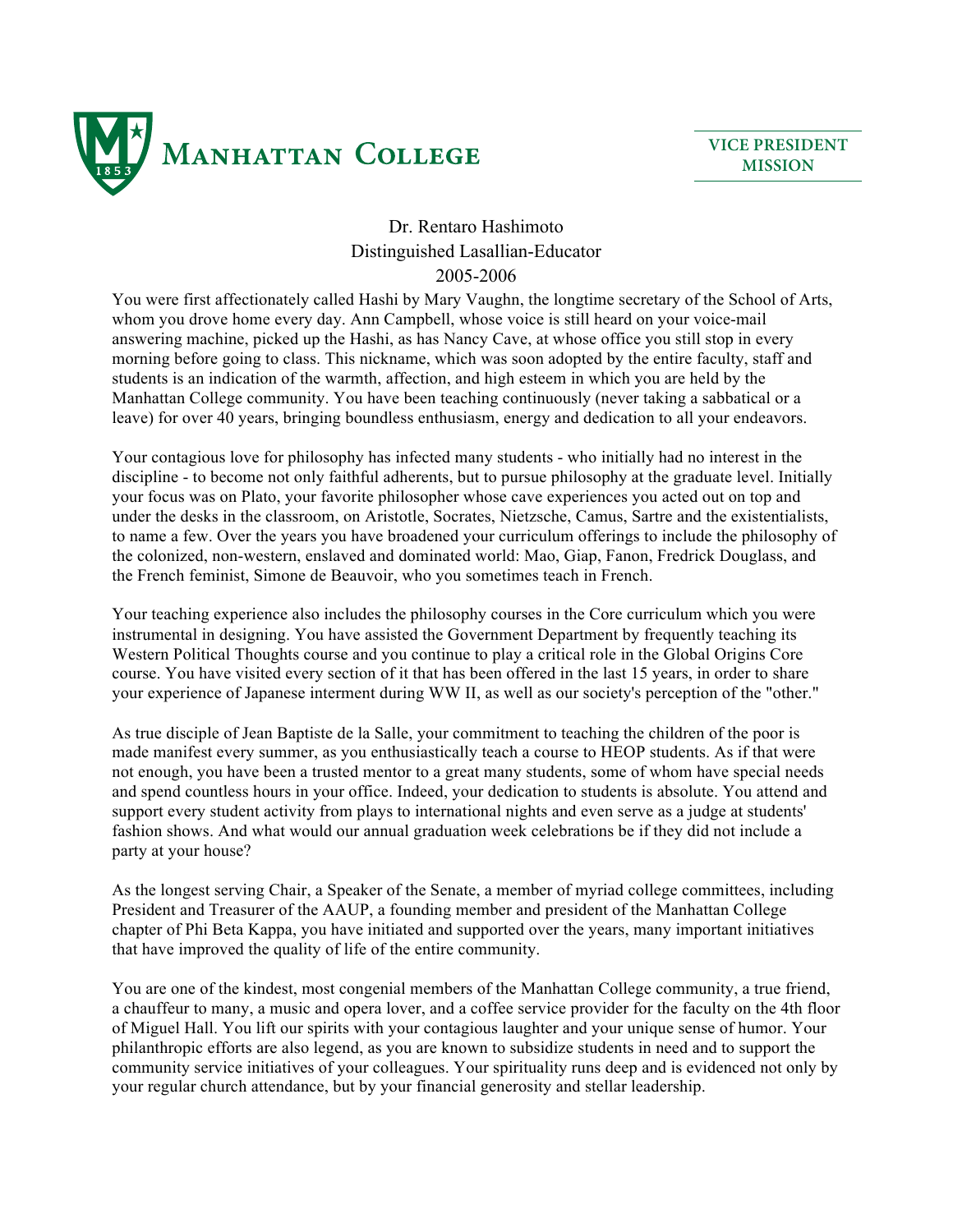MANHATTAN COLLEGE

VICE PRESIDENT
MISSION

# Dr. Rentaro Hashimoto
## Distinguished Lasallian-Educator
## 2005-2006

You were first affectionately called Hashi by Mary Vaughn, the longtime secretary of the School of Arts, whom you drove home every day. Ann Campbell, whose voice is still heard on your voice-mail answering machine, picked up the Hashi, as has Nancy Cave, at whose office you still stop in every morning before going to class. This nickname, which was soon adopted by the entire faculty, staff and students is an indication of the warmth, affection, and high esteem in which you are held by the Manhattan College community. You have been teaching continuously (never taking a sabbatical or a leave) for over 40 years, bringing boundless enthusiasm, energy and dedication to all your endeavors.

Your contagious love for philosophy has infected many students - who initially had no interest in the discipline - to become not only faithful adherents, but to pursue philosophy at the graduate level. Initially your focus was on Plato, your favorite philosopher whose cave experiences you acted out on top and under the desks in the classroom, on Aristotle, Socrates, Nietzsche, Camus, Sartre and the existentialists, to name a few. Over the years you have broadened your curriculum offerings to include the philosophy of the colonized, non-western, enslaved and dominated world: Mao, Giap, Fanon, Fredrick Douglass, and the French feminist, Simone de Beauvoir, who you sometimes teach in French.

Your teaching experience also includes the philosophy courses in the Core curriculum which you were instrumental in designing. You have assisted the Government Department by frequently teaching its Western Political Thoughts course and you continue to play a critical role in the Global Origins Core course. You have visited every section of it that has been offered in the last 15 years, in order to share your experience of Japanese interment during WW II, as well as our society's perception of the "other."

As true disciple of Jean Baptiste de la Salle, your commitment to teaching the children of the poor is made manifest every summer, as you enthusiastically teach a course to HEOP students. As if that were not enough, you have been a trusted mentor to a great many students, some of whom have special needs and spend countless hours in your office. Indeed, your dedication to students is absolute. You attend and support every student activity from plays to international nights and even serve as a judge at students' fashion shows. And what would our annual graduation week celebrations be if they did not include a party at your house?

As the longest serving Chair, a Speaker of the Senate, a member of myriad college committees, including President and Treasurer of the AAUP, a founding member and president of the Manhattan College chapter of Phi Beta Kappa, you have initiated and supported over the years, many important initiatives that have improved the quality of life of the entire community.

You are one of the kindest, most congenial members of the Manhattan College community, a true friend, a chauffeur to many, a music and opera lover, and a coffee service provider for the faculty on the 4th floor of Miguel Hall. You lift our spirits with your contagious laughter and your unique sense of humor. Your philanthropic efforts are also legend, as you are known to subsidize students in need and to support the community service initiatives of your colleagues. Your spirituality runs deep and is evidenced not only by your regular church attendance, but by your financial generosity and stellar leadership.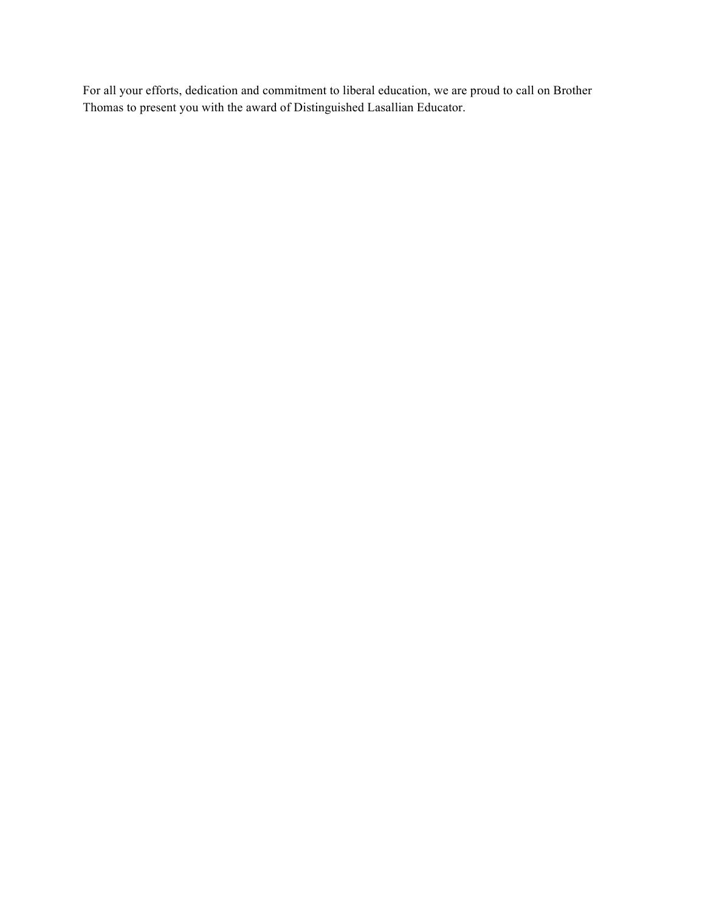For all your efforts, dedication and commitment to liberal education, we are proud to call on Brother Thomas to present you with the award of Distinguished Lasallian Educator.